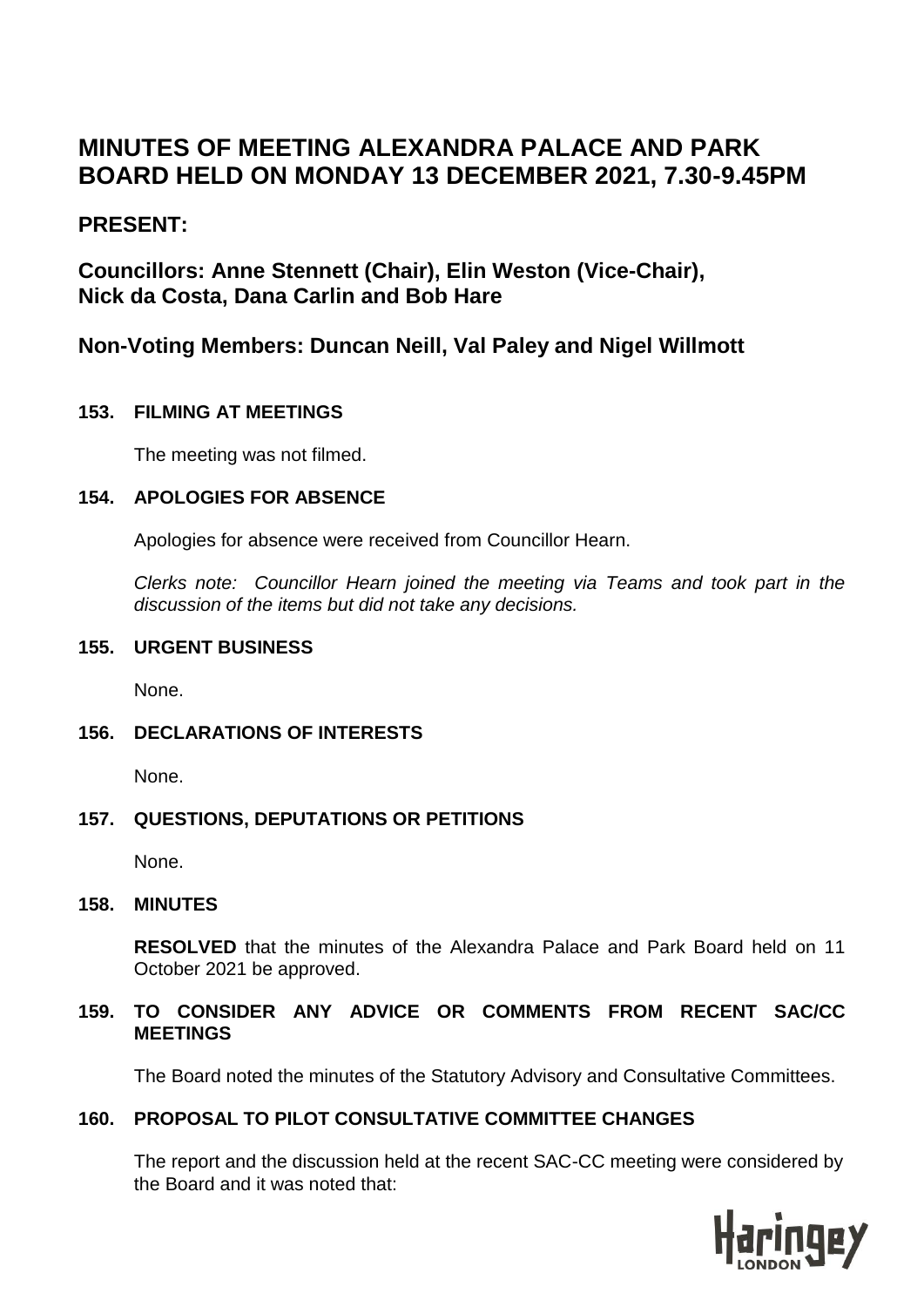# MINUTES OF MEETING ALEXANDRA PALACE AND PARK BOARD HELD ON MONDAY 13 DECEMBER 2021, 7.30-9.45PM

## PRESENT:

### Councillors: Anne Stennett (Chair), Elin Weston (Vice-Chair), Nick da Costa, Dana Carlin and Bob Hare

### Non-Voting Members: Duncan Neill, Val Paley and Nigel Willmott

**153. FILMING AT MEETINGS**

The meeting was not filmed.

**154. APOLOGIES FOR ABSENCE**

Apologies for absence were received from Councillor Hearn.

*Clerks note: Councillor Hearn joined the meeting via Teams and took part in the discussion of the items but did not take any decisions.*

**155. URGENT BUSINESS**

None.

**156. DECLARATIONS OF INTERESTS**

None.

**157. QUESTIONS, DEPUTATIONS OR PETITIONS**

None.

**158. MINUTES**

**RESOLVED** that the minutes of the Alexandra Palace and Park Board held on 11 October 2021 be approved.

**159. TO CONSIDER ANY ADVICE OR COMMENTS FROM RECENT SAC/CC MEETINGS**

The Board noted the minutes of the Statutory Advisory and Consultative Committees.

**160. PROPOSAL TO PILOT CONSULTATIVE COMMITTEE CHANGES**

The report and the discussion held at the recent SAC-CC meeting were considered by the Board and it was noted that: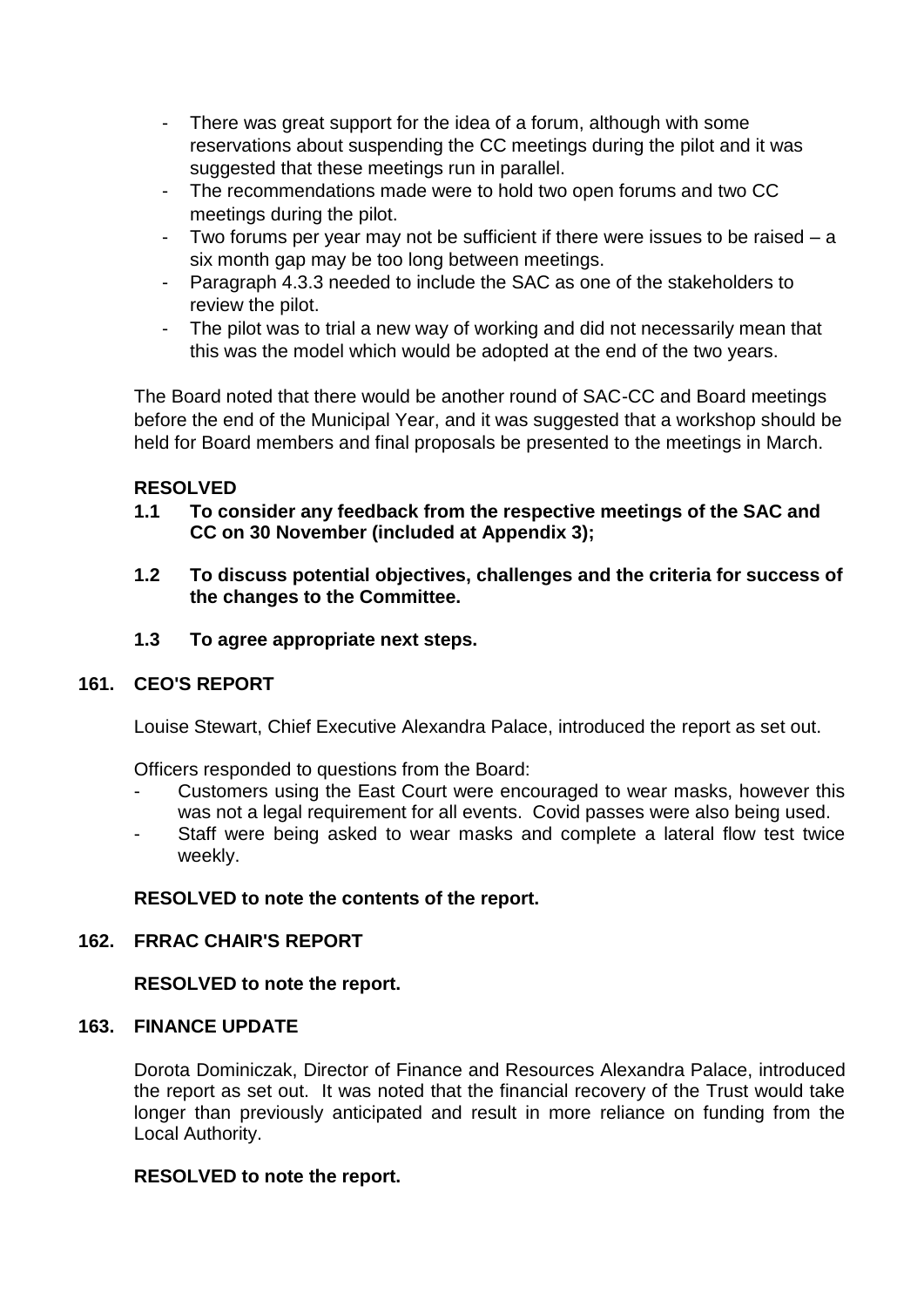- There was great support for the idea of a forum, although with some reservations about suspending the CC meetings during the pilot and it was suggested that these meetings run in parallel.
- The recommendations made were to hold two open forums and two CC meetings during the pilot.
- Two forums per year may not be sufficient if there were issues to be raised – a six month gap may be too long between meetings.
- Paragraph 4.3.3 needed to include the SAC as one of the stakeholders to review the pilot.
- The pilot was to trial a new way of working and did not necessarily mean that this was the model which would be adopted at the end of the two years.

The Board noted that there would be another round of SAC-CC and Board meetings before the end of the Municipal Year, and it was suggested that a workshop should be held for Board members and final proposals be presented to the meetings in March.

**RESOLVED**

**1.1 To consider any feedback from the respective meetings of the SAC and CC on 30 November (included at Appendix 3);**

**1.2 To discuss potential objectives, challenges and the criteria for success of the changes to the Committee.**

**1.3 To agree appropriate next steps.**

## 161. CEO'S REPORT

Louise Stewart, Chief Executive Alexandra Palace, introduced the report as set out.

Officers responded to questions from the Board:

- Customers using the East Court were encouraged to wear masks, however this was not a legal requirement for all events. Covid passes were also being used.
- Staff were being asked to wear masks and complete a lateral flow test twice weekly.

**RESOLVED to note the contents of the report.**

## 162. FRRAC CHAIR'S REPORT

**RESOLVED to note the report.**

## 163. FINANCE UPDATE

Dorota Dominiczak, Director of Finance and Resources Alexandra Palace, introduced the report as set out. It was noted that the financial recovery of the Trust would take longer than previously anticipated and result in more reliance on funding from the Local Authority.

**RESOLVED to note the report.**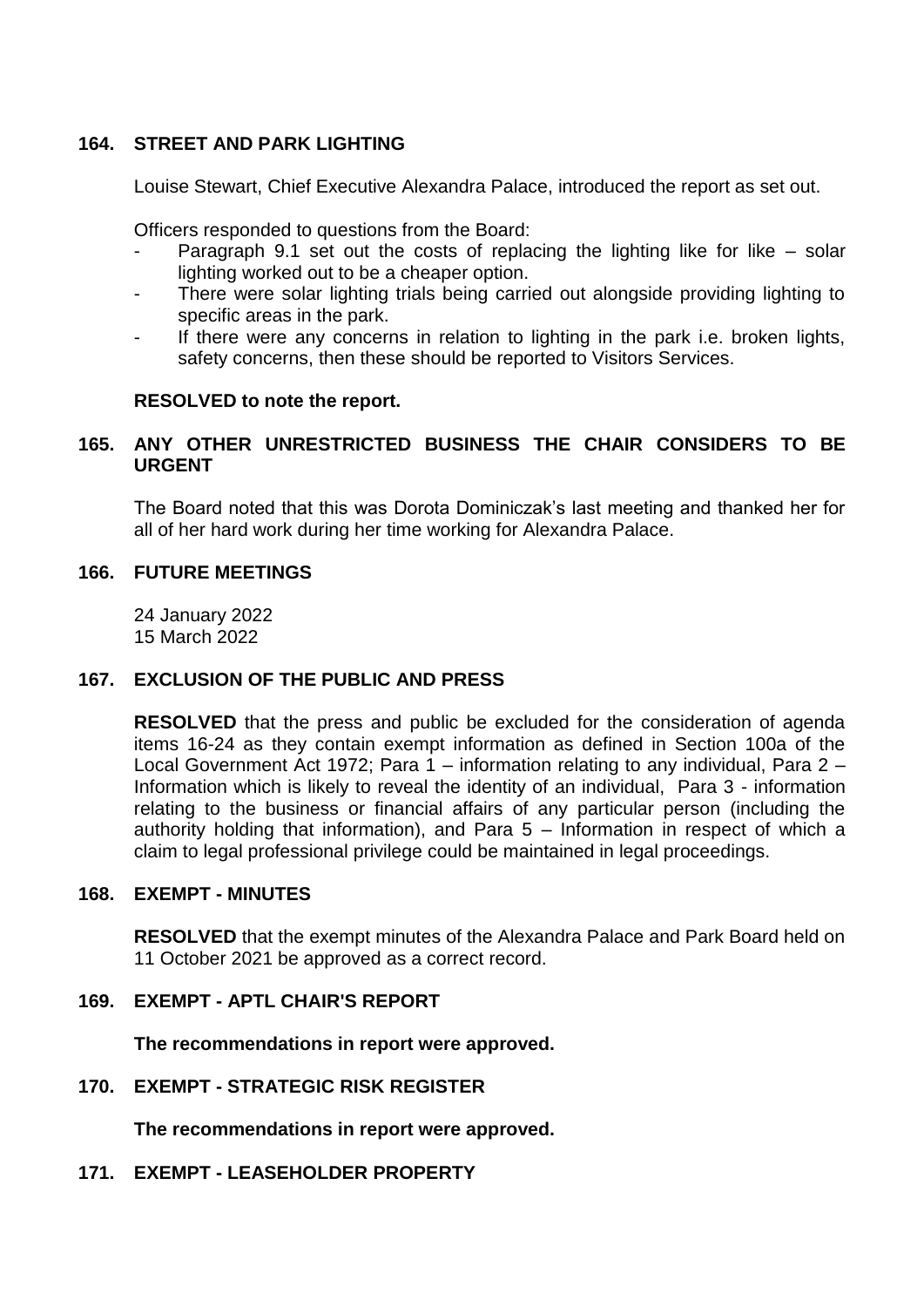## 164. STREET AND PARK LIGHTING

Louise Stewart, Chief Executive Alexandra Palace, introduced the report as set out.

Officers responded to questions from the Board:

- Paragraph 9.1 set out the costs of replacing the lighting like for like – solar lighting worked out to be a cheaper option.
- There were solar lighting trials being carried out alongside providing lighting to specific areas in the park.
- If there were any concerns in relation to lighting in the park i.e. broken lights, safety concerns, then these should be reported to Visitors Services.

**RESOLVED to note the report.**

## 165. ANY OTHER UNRESTRICTED BUSINESS THE CHAIR CONSIDERS TO BE URGENT

The Board noted that this was Dorota Dominiczak's last meeting and thanked her for all of her hard work during her time working for Alexandra Palace.

## 166. FUTURE MEETINGS

24 January 2022
15 March 2022

## 167. EXCLUSION OF THE PUBLIC AND PRESS

**RESOLVED** that the press and public be excluded for the consideration of agenda items 16-24 as they contain exempt information as defined in Section 100a of the Local Government Act 1972; Para 1 – information relating to any individual, Para 2 – Information which is likely to reveal the identity of an individual, Para 3 - information relating to the business or financial affairs of any particular person (including the authority holding that information), and Para 5 – Information in respect of which a claim to legal professional privilege could be maintained in legal proceedings.

## 168. EXEMPT - MINUTES

**RESOLVED** that the exempt minutes of the Alexandra Palace and Park Board held on 11 October 2021 be approved as a correct record.

## 169. EXEMPT - APTL CHAIR'S REPORT

**The recommendations in report were approved.**

## 170. EXEMPT - STRATEGIC RISK REGISTER

**The recommendations in report were approved.**

## 171. EXEMPT - LEASEHOLDER PROPERTY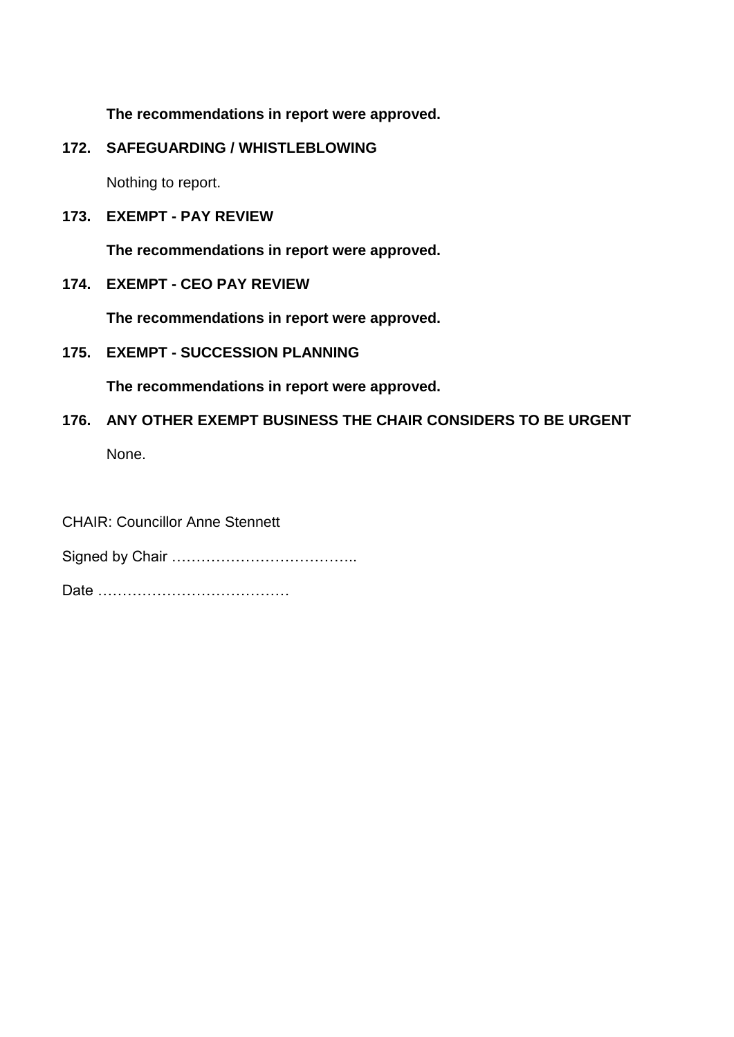**The recommendations in report were approved.**

## 172. SAFEGUARDING / WHISTLEBLOWING

Nothing to report.

## 173. EXEMPT - PAY REVIEW

**The recommendations in report were approved.**

## 174. EXEMPT - CEO PAY REVIEW

**The recommendations in report were approved.**

## 175. EXEMPT - SUCCESSION PLANNING

**The recommendations in report were approved.**

## 176. ANY OTHER EXEMPT BUSINESS THE CHAIR CONSIDERS TO BE URGENT

None.

CHAIR: Councillor Anne Stennett

Signed by Chair ………………………………..

Date …………………………………